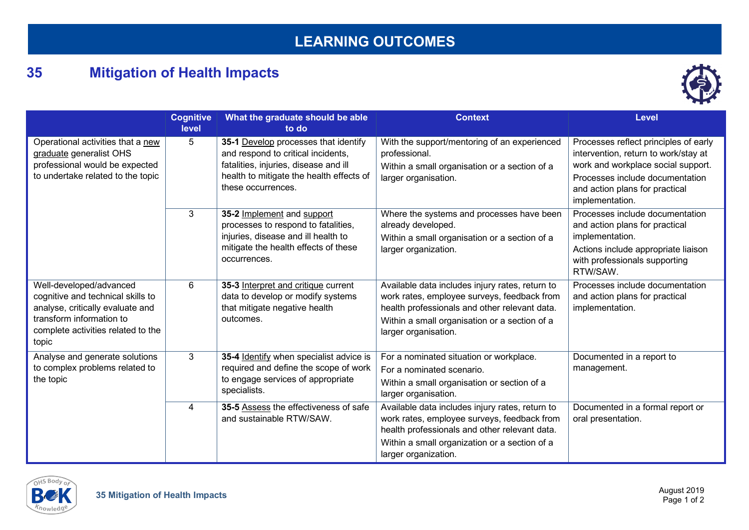# LEARNING OUTCOMES

## 35 Mitigation of Health Impacts

| | Cognitive level | What the graduate should be able to do | Context | Level |
|---|---|---|---|---|
| Operational activities that a new graduate generalist OHS professional would be expected to undertake related to the topic | 5 | **35-1** Develop processes that identify and respond to critical incidents, fatalities, injuries, disease and ill health to mitigate the health effects of these occurrences. | With the support/mentoring of an experienced professional.<br>Within a small organisation or a section of a larger organisation. | Processes reflect principles of early intervention, return to work/stay at work and workplace social support.<br>Processes include documentation and action plans for practical implementation. |
| | 3 | **35-2** Implement and support processes to respond to fatalities, injuries, disease and ill health to mitigate the health effects of these occurrences. | Where the systems and processes have been already developed.<br>Within a small organisation or a section of a larger organization. | Processes include documentation and action plans for practical implementation.<br>Actions include appropriate liaison with professionals supporting RTW/SAW. |
| Well-developed/advanced cognitive and technical skills to analyse, critically evaluate and transform information to complete activities related to the topic | 6 | **35-3** Interpret and critique current data to develop or modify systems that mitigate negative health outcomes. | Available data includes injury rates, return to work rates, employee surveys, feedback from health professionals and other relevant data.<br>Within a small organisation or a section of a larger organisation. | Processes include documentation and action plans for practical implementation. |
| Analyse and generate solutions to complex problems related to the topic | 3 | **35-4** Identify when specialist advice is required and define the scope of work to engage services of appropriate specialists. | For a nominated situation or workplace.<br>For a nominated scenario.<br>Within a small organisation or section of a larger organisation. | Documented in a report to management. |
| | 4 | **35-5** Assess the effectiveness of safe and sustainable RTW/SAW. | Available data includes injury rates, return to work rates, employee surveys, feedback from health professionals and other relevant data.<br>Within a small organization or a section of a larger organization. | Documented in a formal report or oral presentation. |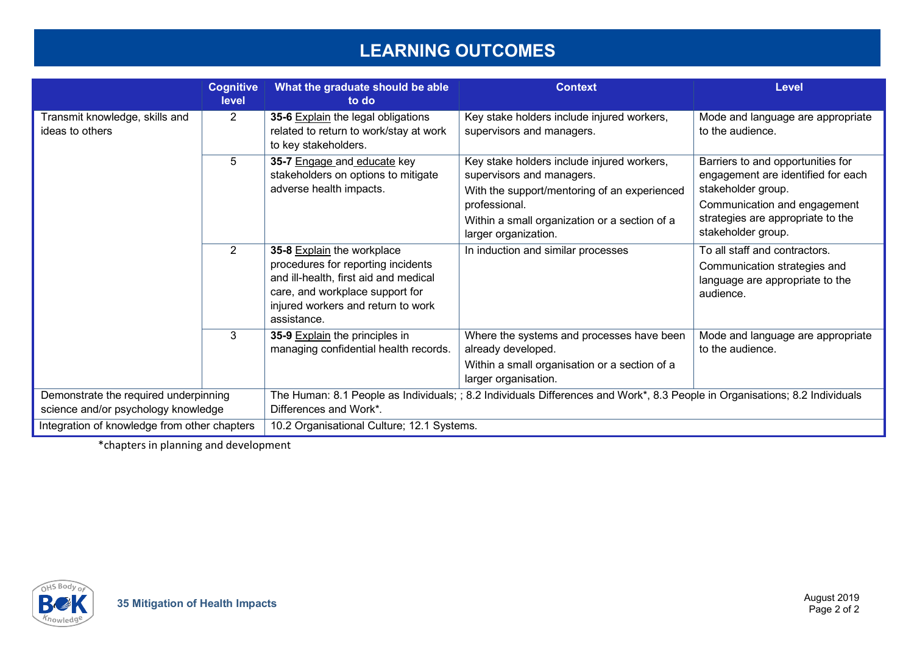# LEARNING OUTCOMES

| | Cognitive level | What the graduate should be able to do | Context | Level |
|---|---|---|---|---|
| Transmit knowledge, skills and ideas to others | 2 | **35-6** Explain the legal obligations related to return to work/stay at work to key stakeholders. | Key stake holders include injured workers, supervisors and managers. | Mode and language are appropriate to the audience. |
| | 5 | **35-7** Engage and educate key stakeholders on options to mitigate adverse health impacts. | Key stake holders include injured workers, supervisors and managers.<br>With the support/mentoring of an experienced professional.<br>Within a small organization or a section of a larger organization. | Barriers to and opportunities for engagement are identified for each stakeholder group.<br>Communication and engagement strategies are appropriate to the stakeholder group. |
| | 2 | **35-8** Explain the workplace procedures for reporting incidents and ill-health, first aid and medical care, and workplace support for injured workers and return to work assistance. | In induction and similar processes | To all staff and contractors.<br>Communication strategies and language are appropriate to the audience. |
| | 3 | **35-9** Explain the principles in managing confidential health records. | Where the systems and processes have been already developed.<br>Within a small organisation or a section of a larger organisation. | Mode and language are appropriate to the audience. |
| Demonstrate the required underpinning science and/or psychology knowledge | | The Human: 8.1 People as Individuals; ; 8.2 Individuals Differences and Work*, 8.3 People in Organisations; 8.2 Individuals Differences and Work*. | | |
| Integration of knowledge from other chapters | | 10.2 Organisational Culture; 12.1 Systems. | | |

*chapters in planning and development